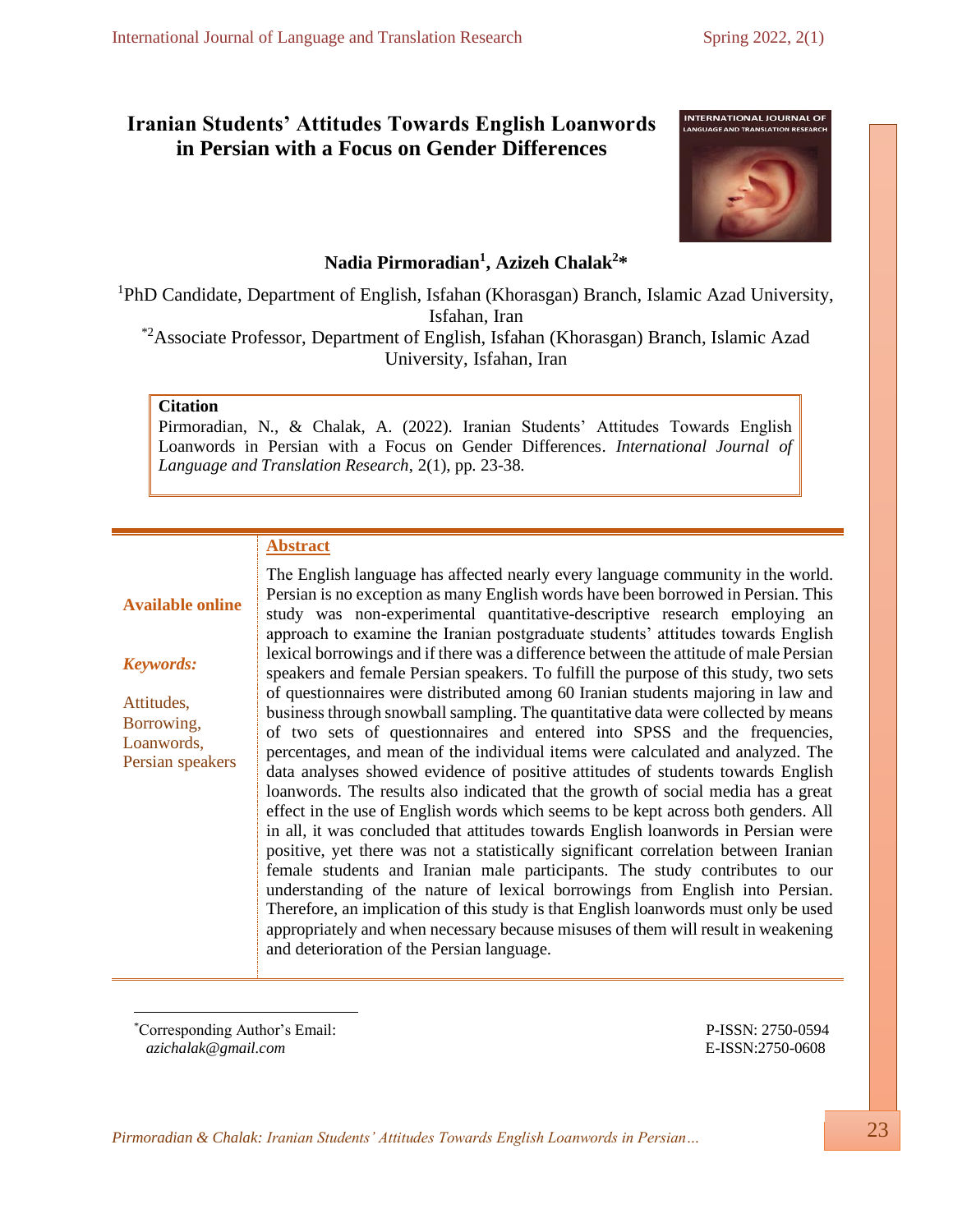# Iranian Students' Attitudes Towards English Loanwords in Persian with a Focus on Gender Differences

**Nadia Pirmoradian[1], Azizeh Chalak[2]***

[1]PhD Candidate, Department of English, Isfahan (Khorasgan) Branch, Islamic Azad University, Isfahan, Iran

[*2]Associate Professor, Department of English, Isfahan (Khorasgan) Branch, Islamic Azad University, Isfahan, Iran

**Citation**

Pirmoradian, N., & Chalak, A. (2022). Iranian Students' Attitudes Towards English Loanwords in Persian with a Focus on Gender Differences. *International Journal of Language and Translation Research*, 2(1), pp. 23-38.

**Available online**

***Keywords:***

Attitudes, Borrowing, Loanwords, Persian speakers

## Abstract

The English language has affected nearly every language community in the world. Persian is no exception as many English words have been borrowed in Persian. This study was non-experimental quantitative-descriptive research employing an approach to examine the Iranian postgraduate students' attitudes towards English lexical borrowings and if there was a difference between the attitude of male Persian speakers and female Persian speakers. To fulfill the purpose of this study, two sets of questionnaires were distributed among 60 Iranian students majoring in law and business through snowball sampling. The quantitative data were collected by means of two sets of questionnaires and entered into SPSS and the frequencies, percentages, and mean of the individual items were calculated and analyzed. The data analyses showed evidence of positive attitudes of students towards English loanwords. The results also indicated that the growth of social media has a great effect in the use of English words which seems to be kept across both genders. All in all, it was concluded that attitudes towards English loanwords in Persian were positive, yet there was not a statistically significant correlation between Iranian female students and Iranian male participants. The study contributes to our understanding of the nature of lexical borrowings from English into Persian. Therefore, an implication of this study is that English loanwords must only be used appropriately and when necessary because misuses of them will result in weakening and deterioration of the Persian language.

---

*Corresponding Author's Email: *azichalak@gmail.com*

P-ISSN: 2750-0594
E-ISSN:2750-0608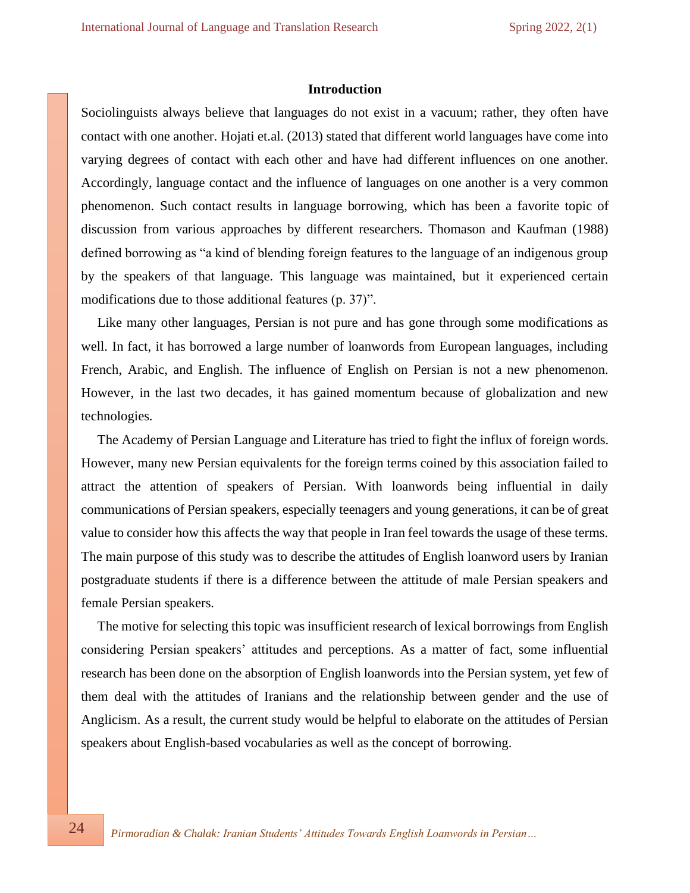## Introduction

Sociolinguists always believe that languages do not exist in a vacuum; rather, they often have contact with one another. Hojati et.al. (2013) stated that different world languages have come into varying degrees of contact with each other and have had different influences on one another. Accordingly, language contact and the influence of languages on one another is a very common phenomenon. Such contact results in language borrowing, which has been a favorite topic of discussion from various approaches by different researchers. Thomason and Kaufman (1988) defined borrowing as "a kind of blending foreign features to the language of an indigenous group by the speakers of that language. This language was maintained, but it experienced certain modifications due to those additional features (p. 37)".

Like many other languages, Persian is not pure and has gone through some modifications as well. In fact, it has borrowed a large number of loanwords from European languages, including French, Arabic, and English. The influence of English on Persian is not a new phenomenon. However, in the last two decades, it has gained momentum because of globalization and new technologies.

The Academy of Persian Language and Literature has tried to fight the influx of foreign words. However, many new Persian equivalents for the foreign terms coined by this association failed to attract the attention of speakers of Persian. With loanwords being influential in daily communications of Persian speakers, especially teenagers and young generations, it can be of great value to consider how this affects the way that people in Iran feel towards the usage of these terms. The main purpose of this study was to describe the attitudes of English loanword users by Iranian postgraduate students if there is a difference between the attitude of male Persian speakers and female Persian speakers.

The motive for selecting this topic was insufficient research of lexical borrowings from English considering Persian speakers' attitudes and perceptions. As a matter of fact, some influential research has been done on the absorption of English loanwords into the Persian system, yet few of them deal with the attitudes of Iranians and the relationship between gender and the use of Anglicism. As a result, the current study would be helpful to elaborate on the attitudes of Persian speakers about English-based vocabularies as well as the concept of borrowing.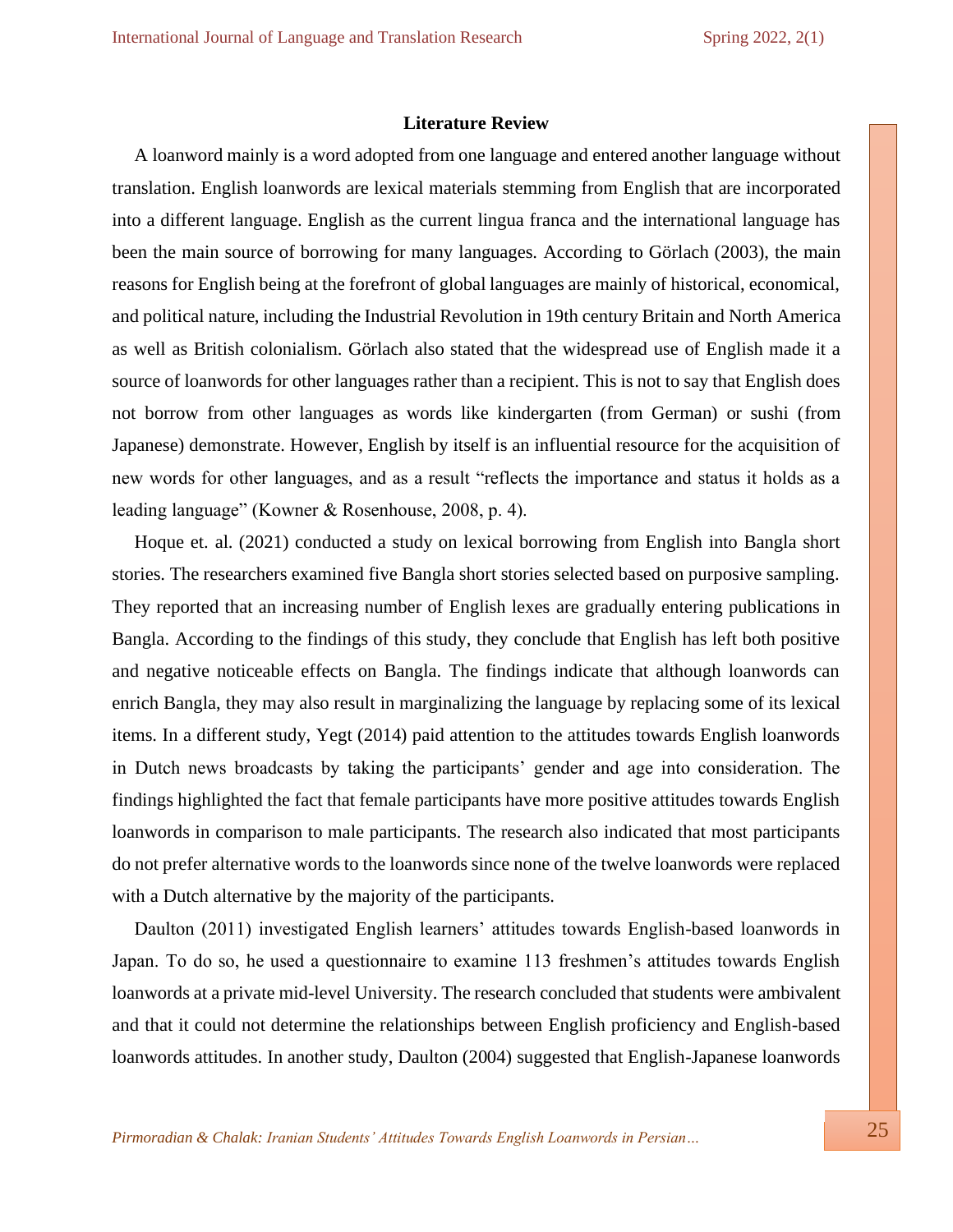## Literature Review

A loanword mainly is a word adopted from one language and entered another language without translation. English loanwords are lexical materials stemming from English that are incorporated into a different language. English as the current lingua franca and the international language has been the main source of borrowing for many languages. According to Görlach (2003), the main reasons for English being at the forefront of global languages are mainly of historical, economical, and political nature, including the Industrial Revolution in 19th century Britain and North America as well as British colonialism. Görlach also stated that the widespread use of English made it a source of loanwords for other languages rather than a recipient. This is not to say that English does not borrow from other languages as words like kindergarten (from German) or sushi (from Japanese) demonstrate. However, English by itself is an influential resource for the acquisition of new words for other languages, and as a result "reflects the importance and status it holds as a leading language" (Kowner & Rosenhouse, 2008, p. 4).

Hoque et. al. (2021) conducted a study on lexical borrowing from English into Bangla short stories. The researchers examined five Bangla short stories selected based on purposive sampling. They reported that an increasing number of English lexes are gradually entering publications in Bangla. According to the findings of this study, they conclude that English has left both positive and negative noticeable effects on Bangla. The findings indicate that although loanwords can enrich Bangla, they may also result in marginalizing the language by replacing some of its lexical items. In a different study, Yegt (2014) paid attention to the attitudes towards English loanwords in Dutch news broadcasts by taking the participants' gender and age into consideration. The findings highlighted the fact that female participants have more positive attitudes towards English loanwords in comparison to male participants. The research also indicated that most participants do not prefer alternative words to the loanwords since none of the twelve loanwords were replaced with a Dutch alternative by the majority of the participants.

Daulton (2011) investigated English learners' attitudes towards English-based loanwords in Japan. To do so, he used a questionnaire to examine 113 freshmen's attitudes towards English loanwords at a private mid-level University. The research concluded that students were ambivalent and that it could not determine the relationships between English proficiency and English-based loanwords attitudes. In another study, Daulton (2004) suggested that English-Japanese loanwords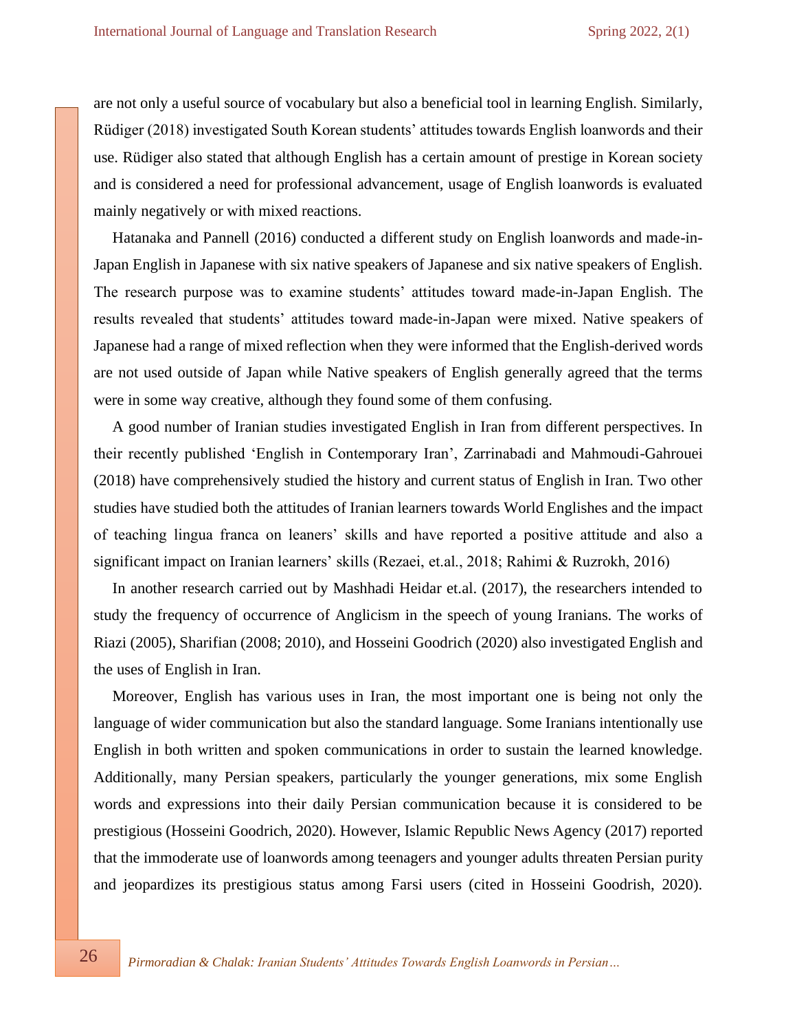are not only a useful source of vocabulary but also a beneficial tool in learning English. Similarly, Rüdiger (2018) investigated South Korean students' attitudes towards English loanwords and their use. Rüdiger also stated that although English has a certain amount of prestige in Korean society and is considered a need for professional advancement, usage of English loanwords is evaluated mainly negatively or with mixed reactions.

Hatanaka and Pannell (2016) conducted a different study on English loanwords and made-in-Japan English in Japanese with six native speakers of Japanese and six native speakers of English. The research purpose was to examine students' attitudes toward made-in-Japan English. The results revealed that students' attitudes toward made-in-Japan were mixed. Native speakers of Japanese had a range of mixed reflection when they were informed that the English-derived words are not used outside of Japan while Native speakers of English generally agreed that the terms were in some way creative, although they found some of them confusing.

A good number of Iranian studies investigated English in Iran from different perspectives. In their recently published 'English in Contemporary Iran', Zarrinabadi and Mahmoudi-Gahrouei (2018) have comprehensively studied the history and current status of English in Iran. Two other studies have studied both the attitudes of Iranian learners towards World Englishes and the impact of teaching lingua franca on leaners' skills and have reported a positive attitude and also a significant impact on Iranian learners' skills (Rezaei, et.al., 2018; Rahimi & Ruzrokh, 2016)

In another research carried out by Mashhadi Heidar et.al. (2017), the researchers intended to study the frequency of occurrence of Anglicism in the speech of young Iranians. The works of Riazi (2005), Sharifian (2008; 2010), and Hosseini Goodrich (2020) also investigated English and the uses of English in Iran.

Moreover, English has various uses in Iran, the most important one is being not only the language of wider communication but also the standard language. Some Iranians intentionally use English in both written and spoken communications in order to sustain the learned knowledge. Additionally, many Persian speakers, particularly the younger generations, mix some English words and expressions into their daily Persian communication because it is considered to be prestigious (Hosseini Goodrich, 2020). However, Islamic Republic News Agency (2017) reported that the immoderate use of loanwords among teenagers and younger adults threaten Persian purity and jeopardizes its prestigious status among Farsi users (cited in Hosseini Goodrish, 2020).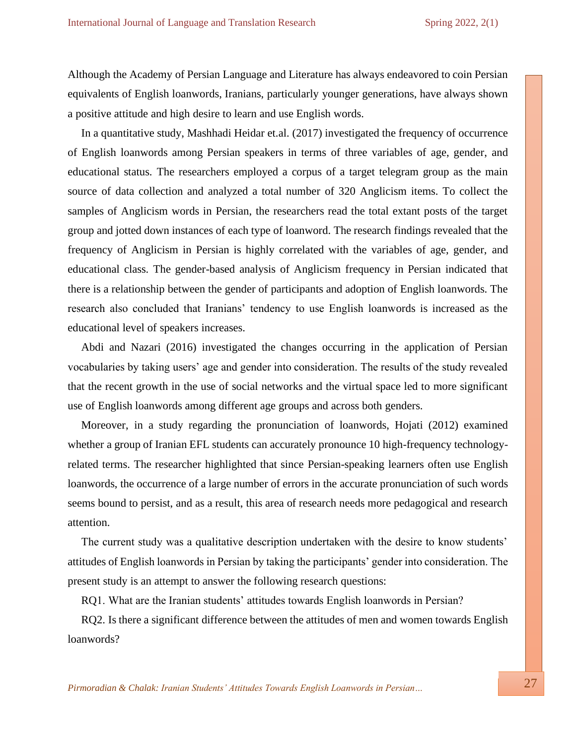Although the Academy of Persian Language and Literature has always endeavored to coin Persian equivalents of English loanwords, Iranians, particularly younger generations, have always shown a positive attitude and high desire to learn and use English words.

In a quantitative study, Mashhadi Heidar et.al. (2017) investigated the frequency of occurrence of English loanwords among Persian speakers in terms of three variables of age, gender, and educational status. The researchers employed a corpus of a target telegram group as the main source of data collection and analyzed a total number of 320 Anglicism items. To collect the samples of Anglicism words in Persian, the researchers read the total extant posts of the target group and jotted down instances of each type of loanword. The research findings revealed that the frequency of Anglicism in Persian is highly correlated with the variables of age, gender, and educational class. The gender-based analysis of Anglicism frequency in Persian indicated that there is a relationship between the gender of participants and adoption of English loanwords. The research also concluded that Iranians' tendency to use English loanwords is increased as the educational level of speakers increases.

Abdi and Nazari (2016) investigated the changes occurring in the application of Persian vocabularies by taking users' age and gender into consideration. The results of the study revealed that the recent growth in the use of social networks and the virtual space led to more significant use of English loanwords among different age groups and across both genders.

Moreover, in a study regarding the pronunciation of loanwords, Hojati (2012) examined whether a group of Iranian EFL students can accurately pronounce 10 high-frequency technology-related terms. The researcher highlighted that since Persian-speaking learners often use English loanwords, the occurrence of a large number of errors in the accurate pronunciation of such words seems bound to persist, and as a result, this area of research needs more pedagogical and research attention.

The current study was a qualitative description undertaken with the desire to know students' attitudes of English loanwords in Persian by taking the participants' gender into consideration. The present study is an attempt to answer the following research questions:

RQ1. What are the Iranian students' attitudes towards English loanwords in Persian?

RQ2. Is there a significant difference between the attitudes of men and women towards English loanwords?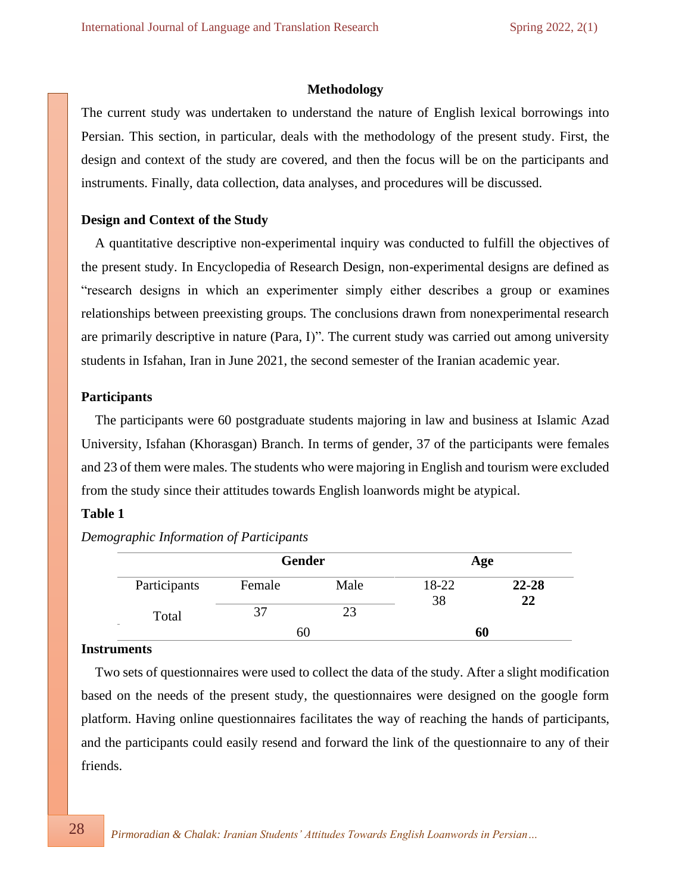## Methodology

The current study was undertaken to understand the nature of English lexical borrowings into Persian. This section, in particular, deals with the methodology of the present study. First, the design and context of the study are covered, and then the focus will be on the participants and instruments. Finally, data collection, data analyses, and procedures will be discussed.

### Design and Context of the Study

A quantitative descriptive non-experimental inquiry was conducted to fulfill the objectives of the present study. In Encyclopedia of Research Design, non-experimental designs are defined as "research designs in which an experimenter simply either describes a group or examines relationships between preexisting groups. The conclusions drawn from nonexperimental research are primarily descriptive in nature (Para, I)". The current study was carried out among university students in Isfahan, Iran in June 2021, the second semester of the Iranian academic year.

### Participants

The participants were 60 postgraduate students majoring in law and business at Islamic Azad University, Isfahan (Khorasgan) Branch. In terms of gender, 37 of the participants were females and 23 of them were males. The students who were majoring in English and tourism were excluded from the study since their attitudes towards English loanwords might be atypical.

**Table 1**

*Demographic Information of Participants*

| | Gender | | Age | |
|---|---|---|---|---|
| Participants | Female | Male | 18-22 | **22-28** |
| Total | 37 | 23 | 38 | **22** |
| | 60 | | **60** | |

### Instruments

Two sets of questionnaires were used to collect the data of the study. After a slight modification based on the needs of the present study, the questionnaires were designed on the google form platform. Having online questionnaires facilitates the way of reaching the hands of participants, and the participants could easily resend and forward the link of the questionnaire to any of their friends.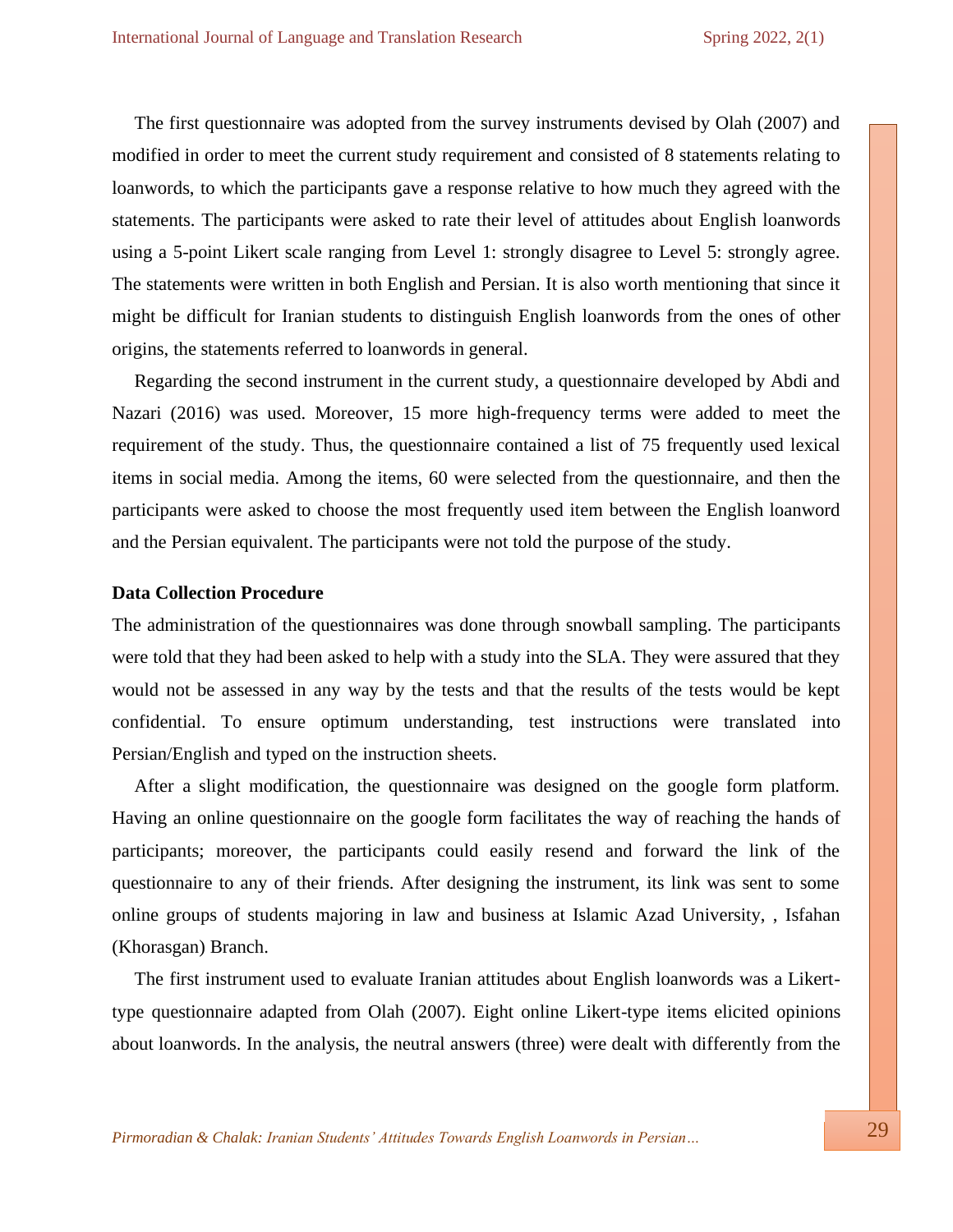The first questionnaire was adopted from the survey instruments devised by Olah (2007) and modified in order to meet the current study requirement and consisted of 8 statements relating to loanwords, to which the participants gave a response relative to how much they agreed with the statements. The participants were asked to rate their level of attitudes about English loanwords using a 5-point Likert scale ranging from Level 1: strongly disagree to Level 5: strongly agree. The statements were written in both English and Persian. It is also worth mentioning that since it might be difficult for Iranian students to distinguish English loanwords from the ones of other origins, the statements referred to loanwords in general.

Regarding the second instrument in the current study, a questionnaire developed by Abdi and Nazari (2016) was used. Moreover, 15 more high-frequency terms were added to meet the requirement of the study. Thus, the questionnaire contained a list of 75 frequently used lexical items in social media. Among the items, 60 were selected from the questionnaire, and then the participants were asked to choose the most frequently used item between the English loanword and the Persian equivalent. The participants were not told the purpose of the study.

**Data Collection Procedure**

The administration of the questionnaires was done through snowball sampling. The participants were told that they had been asked to help with a study into the SLA. They were assured that they would not be assessed in any way by the tests and that the results of the tests would be kept confidential. To ensure optimum understanding, test instructions were translated into Persian/English and typed on the instruction sheets.

After a slight modification, the questionnaire was designed on the google form platform. Having an online questionnaire on the google form facilitates the way of reaching the hands of participants; moreover, the participants could easily resend and forward the link of the questionnaire to any of their friends. After designing the instrument, its link was sent to some online groups of students majoring in law and business at Islamic Azad University, , Isfahan (Khorasgan) Branch.

The first instrument used to evaluate Iranian attitudes about English loanwords was a Likert-type questionnaire adapted from Olah (2007). Eight online Likert-type items elicited opinions about loanwords. In the analysis, the neutral answers (three) were dealt with differently from the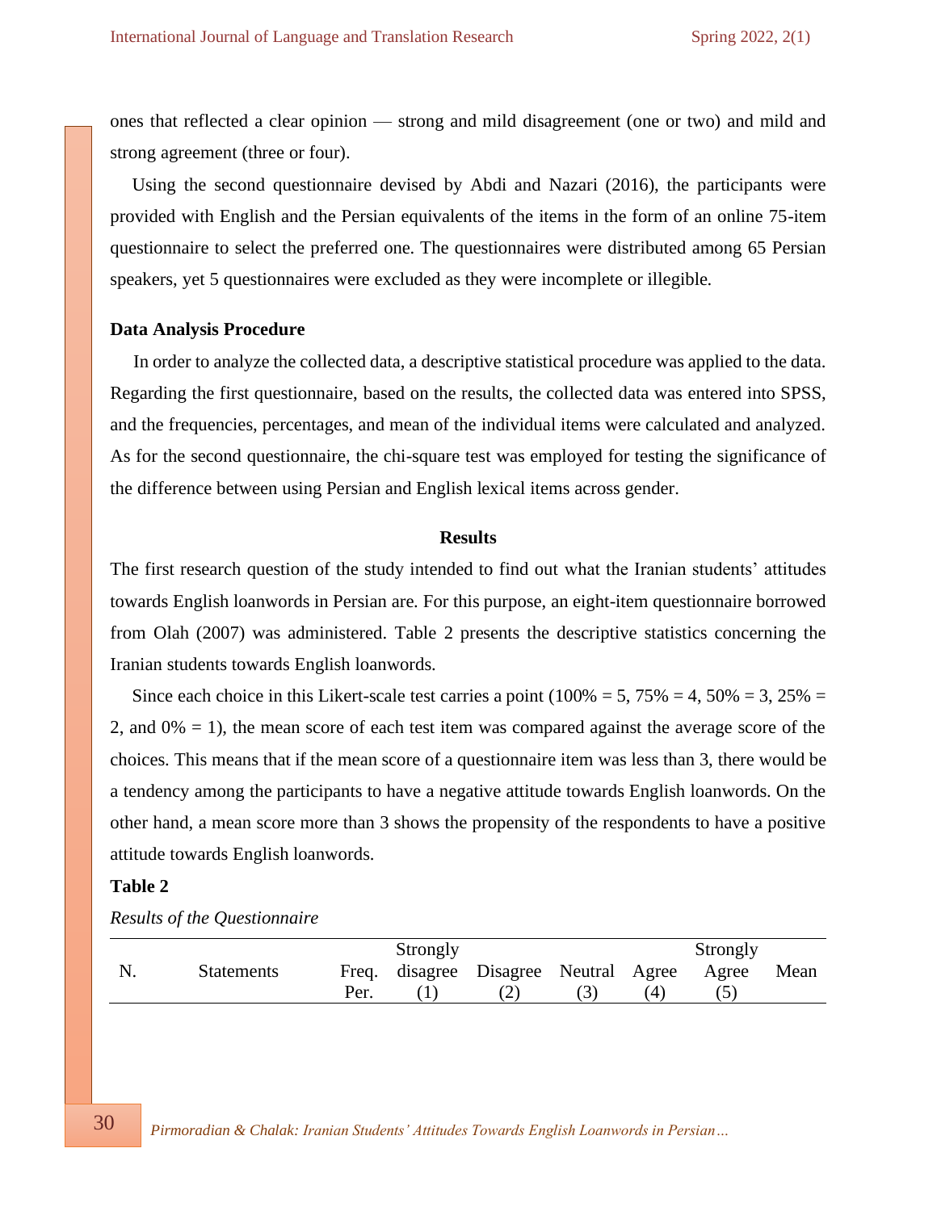ones that reflected a clear opinion — strong and mild disagreement (one or two) and mild and strong agreement (three or four).

Using the second questionnaire devised by Abdi and Nazari (2016), the participants were provided with English and the Persian equivalents of the items in the form of an online 75-item questionnaire to select the preferred one. The questionnaires were distributed among 65 Persian speakers, yet 5 questionnaires were excluded as they were incomplete or illegible.

### Data Analysis Procedure

In order to analyze the collected data, a descriptive statistical procedure was applied to the data. Regarding the first questionnaire, based on the results, the collected data was entered into SPSS, and the frequencies, percentages, and mean of the individual items were calculated and analyzed. As for the second questionnaire, the chi-square test was employed for testing the significance of the difference between using Persian and English lexical items across gender.

## Results

The first research question of the study intended to find out what the Iranian students' attitudes towards English loanwords in Persian are. For this purpose, an eight-item questionnaire borrowed from Olah (2007) was administered. Table 2 presents the descriptive statistics concerning the Iranian students towards English loanwords.

Since each choice in this Likert-scale test carries a point (100% = 5, 75% = 4, 50% = 3, 25% = 2, and 0% = 1), the mean score of each test item was compared against the average score of the choices. This means that if the mean score of a questionnaire item was less than 3, there would be a tendency among the participants to have a negative attitude towards English loanwords. On the other hand, a mean score more than 3 shows the propensity of the respondents to have a positive attitude towards English loanwords.

**Table 2**

*Results of the Questionnaire*

| N. | Statements | Freq. Per. | Strongly disagree (1) | Disagree (2) | Neutral (3) | Agree (4) | Strongly Agree (5) | Mean |
|---|---|---|---|---|---|---|---|---|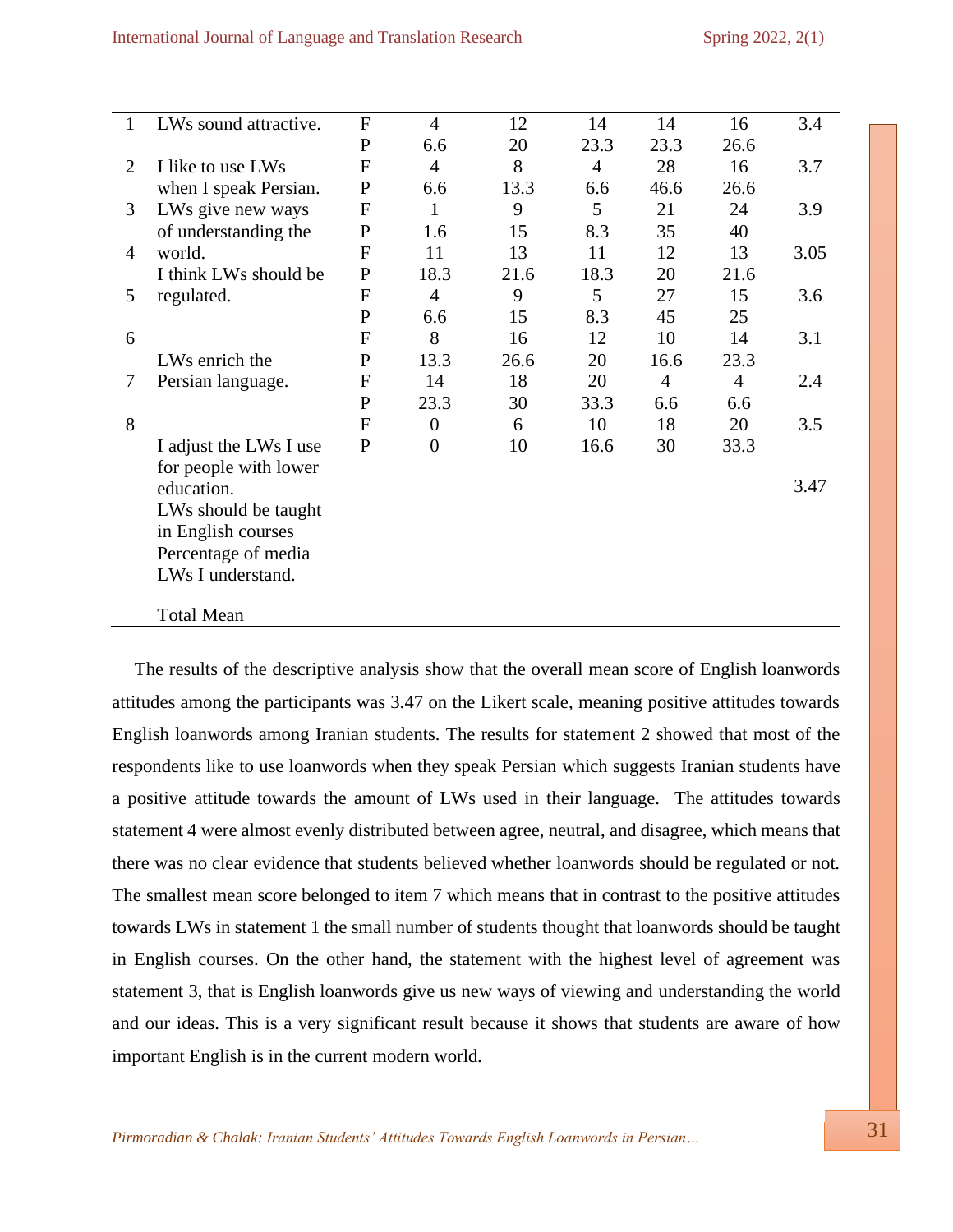| | | | | | | | | |
|---|---|---|---|---|---|---|---|---|
| 1 | LWs sound attractive. | F | 4 | 12 | 14 | 14 | 16 | 3.4 |
| | | P | 6.6 | 20 | 23.3 | 23.3 | 26.6 | |
| 2 | I like to use LWs when I speak Persian. | F | 4 | 8 | 4 | 28 | 16 | 3.7 |
| | | P | 6.6 | 13.3 | 6.6 | 46.6 | 26.6 | |
| 3 | LWs give new ways of understanding the world. | F | 1 | 9 | 5 | 21 | 24 | 3.9 |
| | | P | 1.6 | 15 | 8.3 | 35 | 40 | |
| 4 | I think LWs should be regulated. | F | 11 | 13 | 11 | 12 | 13 | 3.05 |
| | | P | 18.3 | 21.6 | 18.3 | 20 | 21.6 | |
| 5 | LWs enrich the Persian language. | F | 4 | 9 | 5 | 27 | 15 | 3.6 |
| | | P | 6.6 | 15 | 8.3 | 45 | 25 | |
| 6 | I adjust the LWs I use for people with lower education. | F | 8 | 16 | 12 | 10 | 14 | 3.1 |
| | | P | 13.3 | 26.6 | 20 | 16.6 | 23.3 | |
| 7 | LWs should be taught in English courses | F | 14 | 18 | 20 | 4 | 4 | 2.4 |
| | | P | 23.3 | 30 | 33.3 | 6.6 | 6.6 | |
| 8 | Percentage of media LWs I understand. | F | 0 | 6 | 10 | 18 | 20 | 3.5 |
| | | P | 0 | 10 | 16.6 | 30 | 33.3 | |
| | Total Mean | | | | | | | 3.47 |

The results of the descriptive analysis show that the overall mean score of English loanwords attitudes among the participants was 3.47 on the Likert scale, meaning positive attitudes towards English loanwords among Iranian students. The results for statement 2 showed that most of the respondents like to use loanwords when they speak Persian which suggests Iranian students have a positive attitude towards the amount of LWs used in their language. The attitudes towards statement 4 were almost evenly distributed between agree, neutral, and disagree, which means that there was no clear evidence that students believed whether loanwords should be regulated or not. The smallest mean score belonged to item 7 which means that in contrast to the positive attitudes towards LWs in statement 1 the small number of students thought that loanwords should be taught in English courses. On the other hand, the statement with the highest level of agreement was statement 3, that is English loanwords give us new ways of viewing and understanding the world and our ideas. This is a very significant result because it shows that students are aware of how important English is in the current modern world.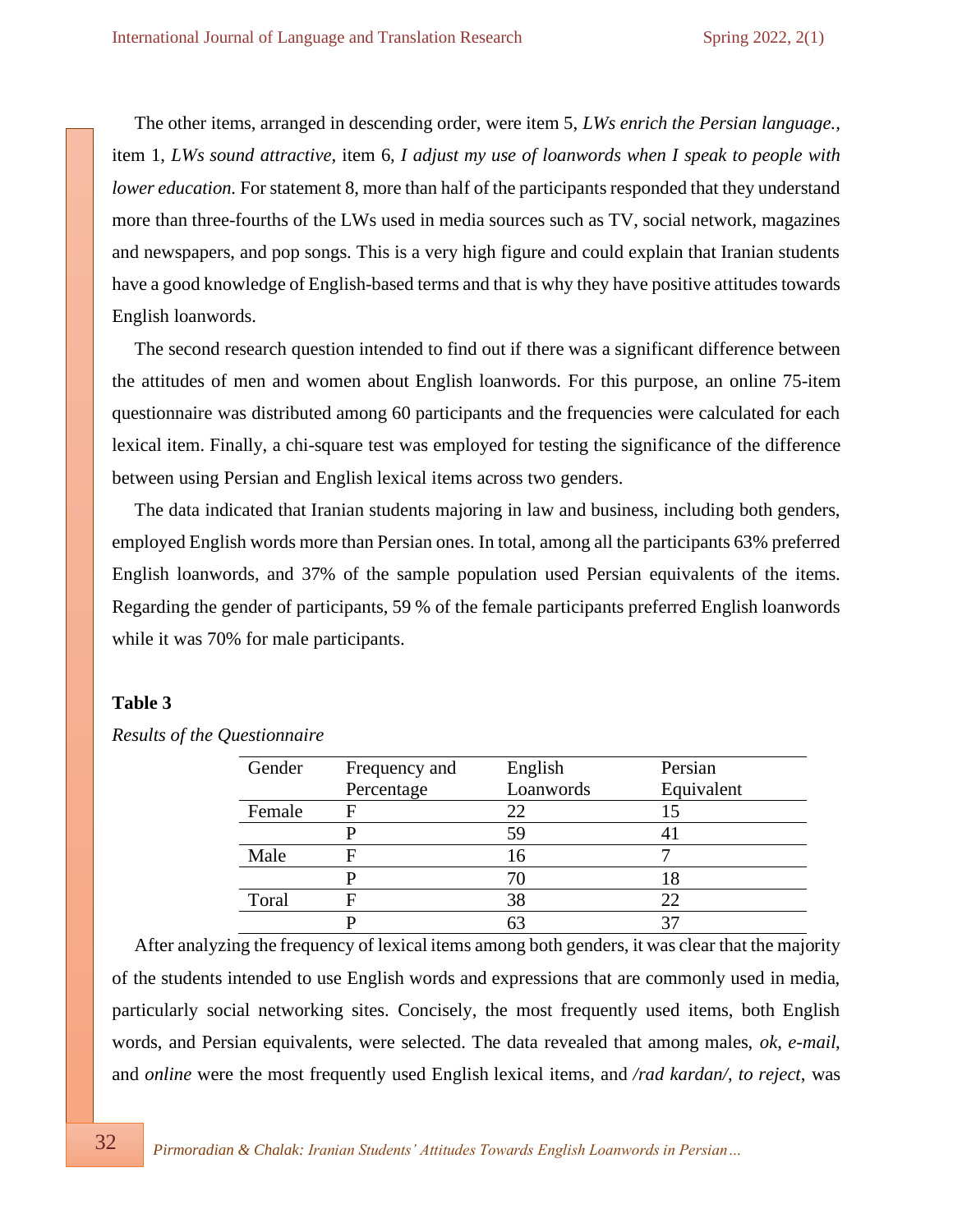The other items, arranged in descending order, were item 5, *LWs enrich the Persian language.*, item 1, *LWs sound attractive,* item 6, *I adjust my use of loanwords when I speak to people with lower education.* For statement 8, more than half of the participants responded that they understand more than three-fourths of the LWs used in media sources such as TV, social network, magazines and newspapers, and pop songs. This is a very high figure and could explain that Iranian students have a good knowledge of English-based terms and that is why they have positive attitudes towards English loanwords.

The second research question intended to find out if there was a significant difference between the attitudes of men and women about English loanwords. For this purpose, an online 75-item questionnaire was distributed among 60 participants and the frequencies were calculated for each lexical item. Finally, a chi-square test was employed for testing the significance of the difference between using Persian and English lexical items across two genders.

The data indicated that Iranian students majoring in law and business, including both genders, employed English words more than Persian ones. In total, among all the participants 63% preferred English loanwords, and 37% of the sample population used Persian equivalents of the items. Regarding the gender of participants, 59 % of the female participants preferred English loanwords while it was 70% for male participants.

**Table 3**

*Results of the Questionnaire*

| Gender | Frequency and Percentage | English Loanwords | Persian Equivalent |
|---|---|---|---|
| Female | F | 22 | 15 |
| | P | 59 | 41 |
| Male | F | 16 | 7 |
| | P | 70 | 18 |
| Toral | F | 38 | 22 |
| | P | 63 | 37 |

After analyzing the frequency of lexical items among both genders, it was clear that the majority of the students intended to use English words and expressions that are commonly used in media, particularly social networking sites. Concisely, the most frequently used items, both English words, and Persian equivalents, were selected. The data revealed that among males, *ok*, *e-mail*, and *online* were the most frequently used English lexical items, and */rad kardan/, to reject*, was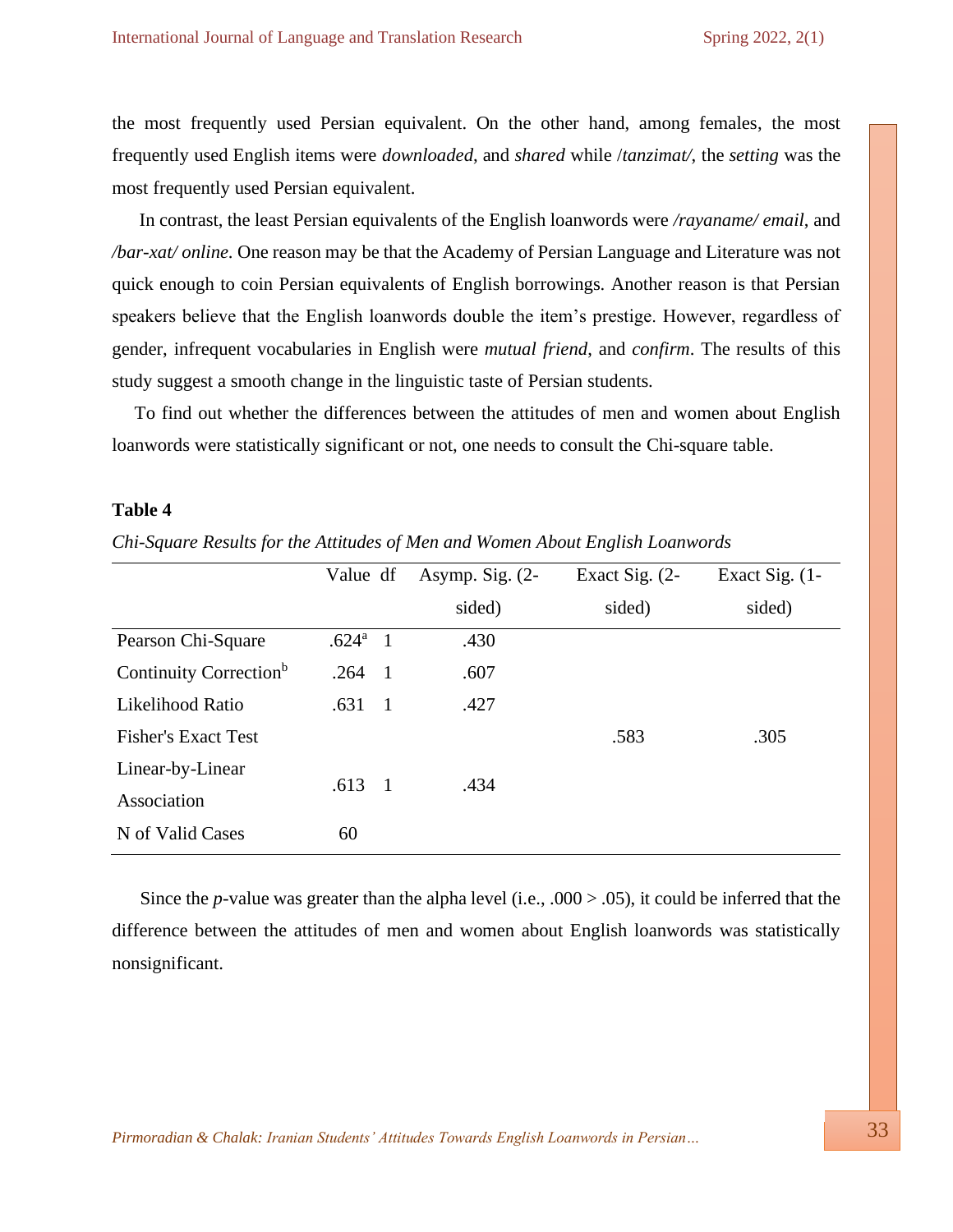the most frequently used Persian equivalent. On the other hand, among females, the most frequently used English items were *downloaded*, and *shared* while /*tanzimat/*, the *setting* was the most frequently used Persian equivalent.

In contrast, the least Persian equivalents of the English loanwords were */rayaname/ email*, and */bar-xat/ online*. One reason may be that the Academy of Persian Language and Literature was not quick enough to coin Persian equivalents of English borrowings. Another reason is that Persian speakers believe that the English loanwords double the item's prestige. However, regardless of gender, infrequent vocabularies in English were *mutual friend*, and *confirm*. The results of this study suggest a smooth change in the linguistic taste of Persian students.

To find out whether the differences between the attitudes of men and women about English loanwords were statistically significant or not, one needs to consult the Chi-square table.

**Table 4**

*Chi-Square Results for the Attitudes of Men and Women About English Loanwords*

| | Value | df | Asymp. Sig. (2-sided) | Exact Sig. (2-sided) | Exact Sig. (1-sided) |
|---|---|---|---|---|---|
| Pearson Chi-Square | .624[a] | 1 | .430 | | |
| Continuity Correction[b] | .264 | 1 | .607 | | |
| Likelihood Ratio | .631 | 1 | .427 | | |
| Fisher's Exact Test | | | | .583 | .305 |
| Linear-by-Linear Association | .613 | 1 | .434 | | |
| N of Valid Cases | 60 | | | | |

Since the *p*-value was greater than the alpha level (i.e., .000 > .05), it could be inferred that the difference between the attitudes of men and women about English loanwords was statistically nonsignificant.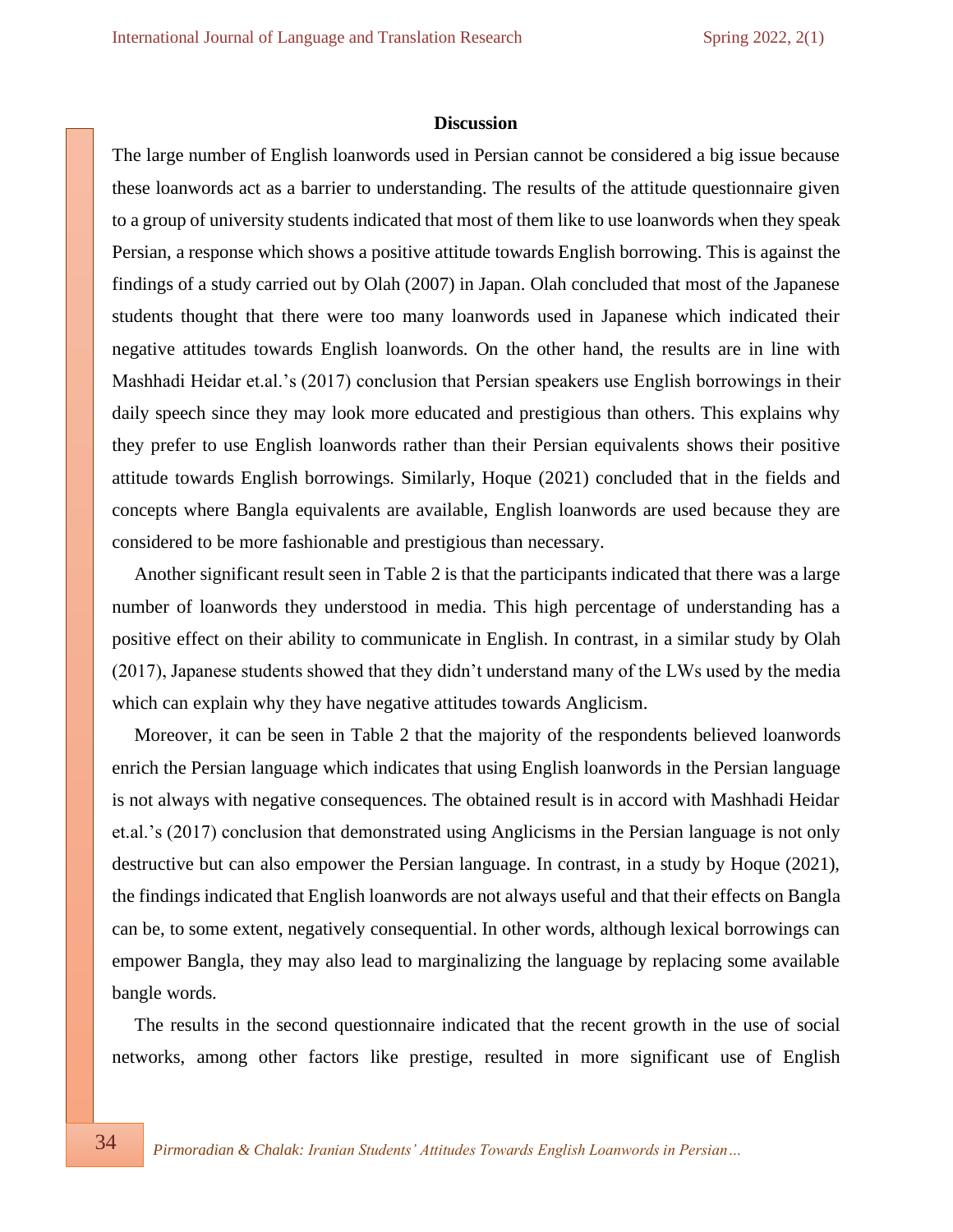## Discussion

The large number of English loanwords used in Persian cannot be considered a big issue because these loanwords act as a barrier to understanding. The results of the attitude questionnaire given to a group of university students indicated that most of them like to use loanwords when they speak Persian, a response which shows a positive attitude towards English borrowing. This is against the findings of a study carried out by Olah (2007) in Japan. Olah concluded that most of the Japanese students thought that there were too many loanwords used in Japanese which indicated their negative attitudes towards English loanwords. On the other hand, the results are in line with Mashhadi Heidar et.al.'s (2017) conclusion that Persian speakers use English borrowings in their daily speech since they may look more educated and prestigious than others. This explains why they prefer to use English loanwords rather than their Persian equivalents shows their positive attitude towards English borrowings. Similarly, Hoque (2021) concluded that in the fields and concepts where Bangla equivalents are available, English loanwords are used because they are considered to be more fashionable and prestigious than necessary.

Another significant result seen in Table 2 is that the participants indicated that there was a large number of loanwords they understood in media. This high percentage of understanding has a positive effect on their ability to communicate in English. In contrast, in a similar study by Olah (2017), Japanese students showed that they didn't understand many of the LWs used by the media which can explain why they have negative attitudes towards Anglicism.

Moreover, it can be seen in Table 2 that the majority of the respondents believed loanwords enrich the Persian language which indicates that using English loanwords in the Persian language is not always with negative consequences. The obtained result is in accord with Mashhadi Heidar et.al.'s (2017) conclusion that demonstrated using Anglicisms in the Persian language is not only destructive but can also empower the Persian language. In contrast, in a study by Hoque (2021), the findings indicated that English loanwords are not always useful and that their effects on Bangla can be, to some extent, negatively consequential. In other words, although lexical borrowings can empower Bangla, they may also lead to marginalizing the language by replacing some available bangle words.

The results in the second questionnaire indicated that the recent growth in the use of social networks, among other factors like prestige, resulted in more significant use of English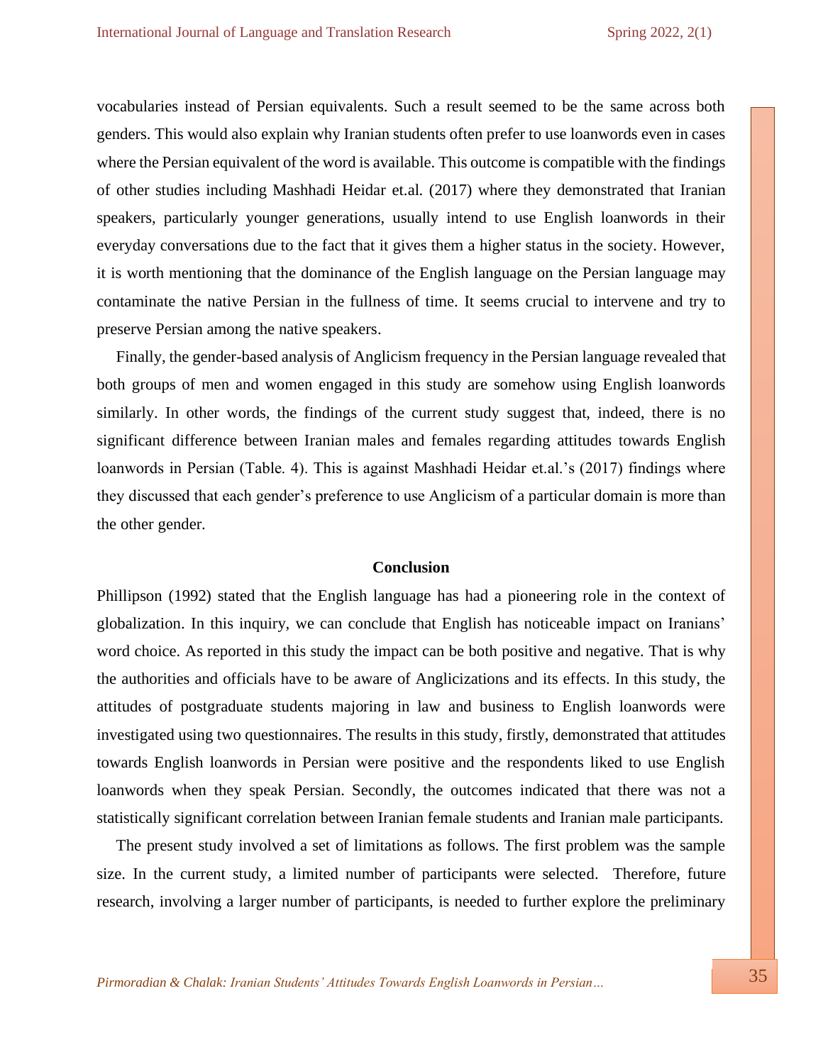vocabularies instead of Persian equivalents. Such a result seemed to be the same across both genders. This would also explain why Iranian students often prefer to use loanwords even in cases where the Persian equivalent of the word is available. This outcome is compatible with the findings of other studies including Mashhadi Heidar et.al. (2017) where they demonstrated that Iranian speakers, particularly younger generations, usually intend to use English loanwords in their everyday conversations due to the fact that it gives them a higher status in the society. However, it is worth mentioning that the dominance of the English language on the Persian language may contaminate the native Persian in the fullness of time. It seems crucial to intervene and try to preserve Persian among the native speakers.

Finally, the gender-based analysis of Anglicism frequency in the Persian language revealed that both groups of men and women engaged in this study are somehow using English loanwords similarly. In other words, the findings of the current study suggest that, indeed, there is no significant difference between Iranian males and females regarding attitudes towards English loanwords in Persian (Table. 4). This is against Mashhadi Heidar et.al.'s (2017) findings where they discussed that each gender's preference to use Anglicism of a particular domain is more than the other gender.

## Conclusion

Phillipson (1992) stated that the English language has had a pioneering role in the context of globalization. In this inquiry, we can conclude that English has noticeable impact on Iranians' word choice. As reported in this study the impact can be both positive and negative. That is why the authorities and officials have to be aware of Anglicizations and its effects. In this study, the attitudes of postgraduate students majoring in law and business to English loanwords were investigated using two questionnaires. The results in this study, firstly, demonstrated that attitudes towards English loanwords in Persian were positive and the respondents liked to use English loanwords when they speak Persian. Secondly, the outcomes indicated that there was not a statistically significant correlation between Iranian female students and Iranian male participants.

The present study involved a set of limitations as follows. The first problem was the sample size. In the current study, a limited number of participants were selected. Therefore, future research, involving a larger number of participants, is needed to further explore the preliminary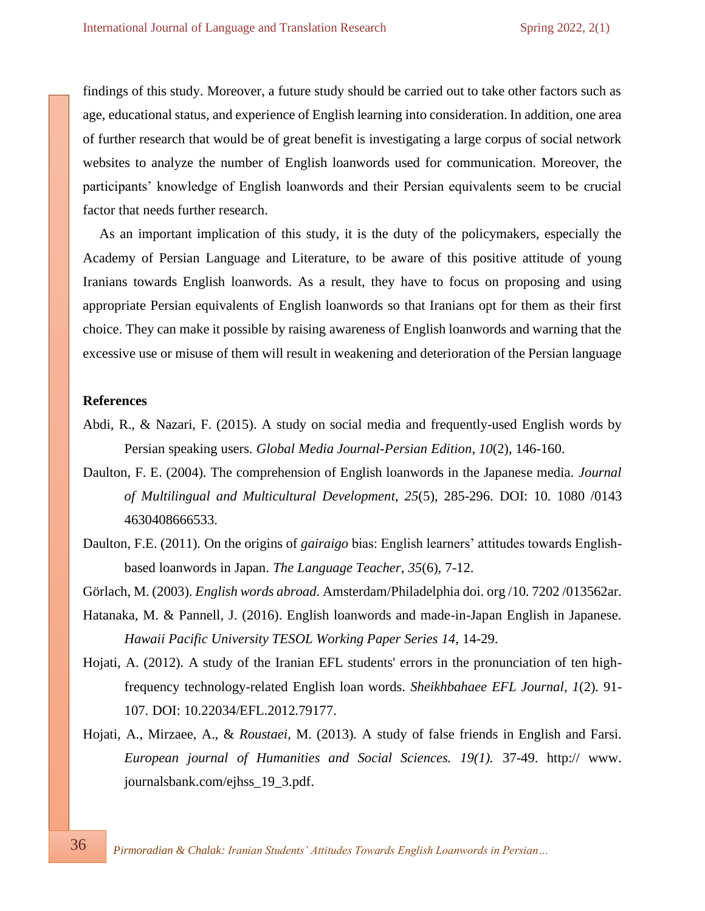findings of this study. Moreover, a future study should be carried out to take other factors such as age, educational status, and experience of English learning into consideration. In addition, one area of further research that would be of great benefit is investigating a large corpus of social network websites to analyze the number of English loanwords used for communication. Moreover, the participants' knowledge of English loanwords and their Persian equivalents seem to be crucial factor that needs further research.

As an important implication of this study, it is the duty of the policymakers, especially the Academy of Persian Language and Literature, to be aware of this positive attitude of young Iranians towards English loanwords. As a result, they have to focus on proposing and using appropriate Persian equivalents of English loanwords so that Iranians opt for them as their first choice. They can make it possible by raising awareness of English loanwords and warning that the excessive use or misuse of them will result in weakening and deterioration of the Persian language

**References**

Abdi, R., & Nazari, F. (2015). A study on social media and frequently-used English words by Persian speaking users. *Global Media Journal-Persian Edition*, *10*(2), 146-160.

Daulton, F. E. (2004). The comprehension of English loanwords in the Japanese media. *Journal of Multilingual and Multicultural Development*, *25*(5), 285-296. DOI: 10. 1080 /0143 4630408666533.

Daulton, F.E. (2011). On the origins of *gairaigo* bias: English learners' attitudes towards English-based loanwords in Japan. *The Language Teacher*, *35*(6), 7-12.

Görlach, M. (2003). *English words abroad*. Amsterdam/Philadelphia doi. org /10. 7202 /013562ar.

Hatanaka, M. & Pannell, J. (2016). English loanwords and made-in-Japan English in Japanese. *Hawaii Pacific University TESOL Working Paper Series 14*, 14-29.

Hojati, A. (2012). A study of the Iranian EFL students' errors in the pronunciation of ten high-frequency technology-related English loan words. *Sheikhbahaee EFL Journal*, *1*(2). 91-107. DOI: 10.22034/EFL.2012.79177.

Hojati, A., Mirzaee, A., & *Roustaei*, M. (2013). A study of false friends in English and Farsi. *European journal of Humanities and Social Sciences. 19(1).* 37-49. http:// www. journalsbank.com/ejhss_19_3.pdf.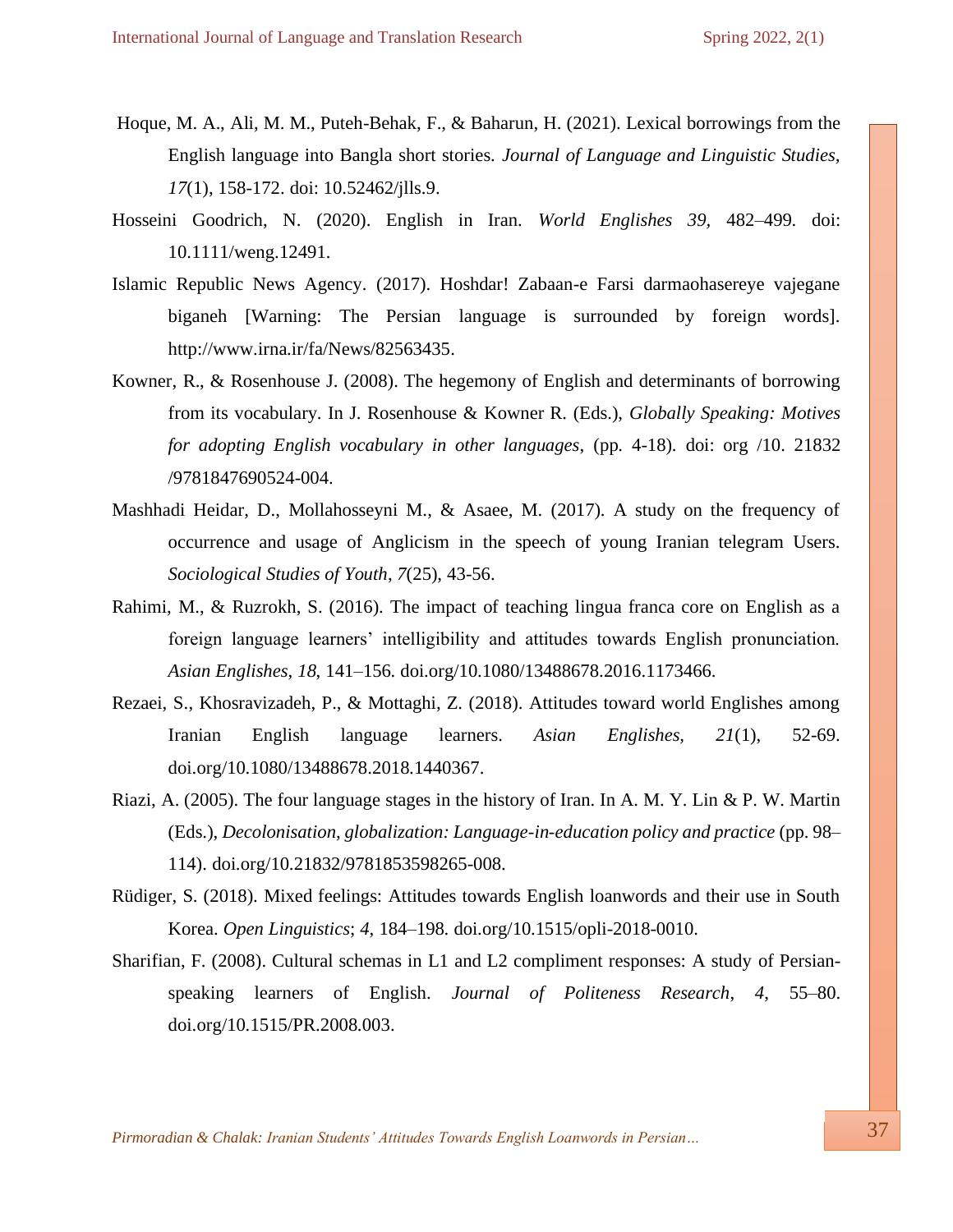Hoque, M. A., Ali, M. M., Puteh-Behak, F., & Baharun, H. (2021). Lexical borrowings from the English language into Bangla short stories. *Journal of Language and Linguistic Studies, 17*(1), 158-172. doi: 10.52462/jlls.9.

Hosseini Goodrich, N. (2020). English in Iran. *World Englishes 39*, 482–499. doi: 10.1111/weng.12491.

Islamic Republic News Agency. (2017). Hoshdar! Zabaan-e Farsi darmaohasereye vajegane biganeh [Warning: The Persian language is surrounded by foreign words]. http://www.irna.ir/fa/News/82563435.

Kowner, R., & Rosenhouse J. (2008). The hegemony of English and determinants of borrowing from its vocabulary. In J. Rosenhouse & Kowner R. (Eds.), *Globally Speaking: Motives for adopting English vocabulary in other languages*, (pp. 4-18). doi: org /10. 21832 /9781847690524-004.

Mashhadi Heidar, D., Mollahosseyni M., & Asaee, M. (2017). A study on the frequency of occurrence and usage of Anglicism in the speech of young Iranian telegram Users. *Sociological Studies of Youth*, *7*(25), 43-56.

Rahimi, M., & Ruzrokh, S. (2016). The impact of teaching lingua franca core on English as a foreign language learners' intelligibility and attitudes towards English pronunciation. *Asian Englishes*, *18*, 141–156. doi.org/10.1080/13488678.2016.1173466.

Rezaei, S., Khosravizadeh, P., & Mottaghi, Z. (2018). Attitudes toward world Englishes among Iranian English language learners. *Asian Englishes, 21*(1), 52-69. doi.org/10.1080/13488678.2018.1440367.

Riazi, A. (2005). The four language stages in the history of Iran. In A. M. Y. Lin & P. W. Martin (Eds.), *Decolonisation, globalization: Language-in-education policy and practice* (pp. 98–114). doi.org/10.21832/9781853598265-008.

Rüdiger, S. (2018). Mixed feelings: Attitudes towards English loanwords and their use in South Korea. *Open Linguistics*; *4*, 184–198. doi.org/10.1515/opli-2018-0010.

Sharifian, F. (2008). Cultural schemas in L1 and L2 compliment responses: A study of Persian-speaking learners of English. *Journal of Politeness Research*, *4*, 55–80. doi.org/10.1515/PR.2008.003.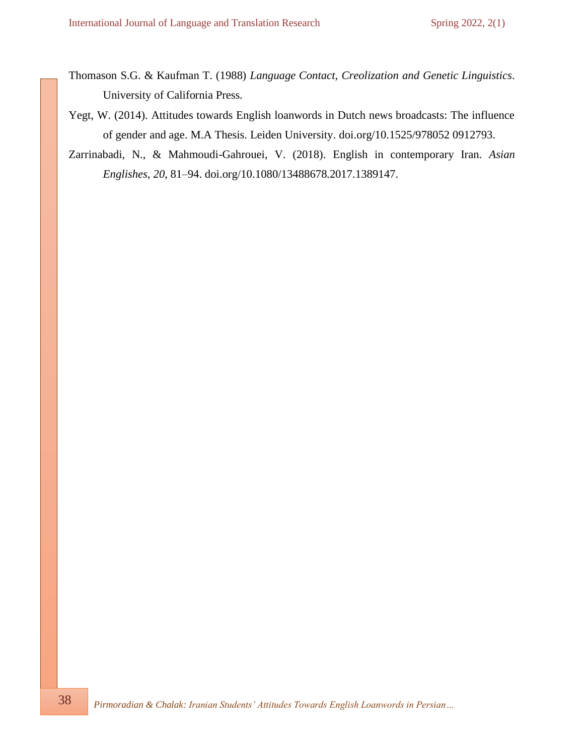Thomason S.G. & Kaufman T. (1988) *Language Contact, Creolization and Genetic Linguistics*. University of California Press.

Yegt, W. (2014). Attitudes towards English loanwords in Dutch news broadcasts: The influence of gender and age. M.A Thesis. Leiden University. doi.org/10.1525/978052 0912793.

Zarrinabadi, N., & Mahmoudi-Gahrouei, V. (2018). English in contemporary Iran. *Asian Englishes*, *20*, 81–94. doi.org/10.1080/13488678.2017.1389147.